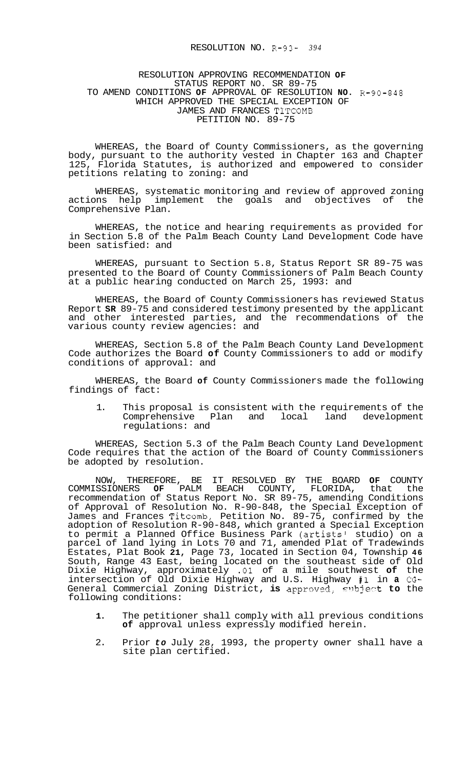RESOLUTION NO. R-93- 394

RESOLUTION APPROVING RECOMMENDATION **OF** STATUS REPORT NO. SR 89-75 TO AMEND CONDITIONS **OF** APPROVAL OF RESOLUTION **NO**. R-90-848 WHICH APPROVED THE SPECIAL EXCEPTION OF JAMES AND FRANCES TITCOMB PETITION NO. 89-75

WHEREAS, the Board of County Commissioners, as the governing body, pursuant to the authority vested in Chapter 163 and Chapter 125, Florida Statutes, is authorized and empowered to consider petitions relating to zoning: and

WHEREAS, systematic monitoring and review of approved zoning actions help implement the goals and objectives of the Comprehensive Plan.

WHEREAS, the notice and hearing requirements as provided for in Section 5.8 of the Palm Beach County Land Development Code have been satisfied: and

WHEREAS, pursuant to Section 5.8, Status Report SR 89-75 was presented to the Board of County Commissioners of Palm Beach County at a public hearing conducted on March 25, 1993: and

WHEREAS, the Board of County Commissioners has reviewed Status Report **SR** 89-75 and considered testimony presented by the applicant and other interested parties, and the recommendations of the various county review agencies: and

WHEREAS, Section 5.8 of the Palm Beach County Land Development Code authorizes the Board **of** County Commissioners to add or modify conditions of approval: and

WHEREAS, the Board **of** County Commissioners made the following findings of fact:

1. This proposal is consistent with the requirements of the Comprehensive Plan and local land development regulations: and

WHEREAS, Section 5.3 of the Palm Beach County Land Development Code requires that the action of the Board of County Commissioners be adopted by resolution.

NOW, THEREFORE, BE IT RESOLVED BY THE BOARD **OF** COUNTY COMMISSIONERS **OF** PALM BEACH COUNTY, FLORIDA, that the recommendation of Status Report No. SR 89-75, amending Conditions of Approval of Resolution No. R-90-848, the Special Exception of James and Frances Titcomb, Petition No. 89-75, confirmed by the adoption of Resolution R-90-848, which granted a Special Exception to permit a Planned Office Business Park (artists' studio) on a parcel of land lying in Lots 70 and 71, amended Plat of Tradewinds Estates, Plat Book **21**, Page 73, located in Section 04, Township **46** South, Range 43 East, being located on the southeast side of Old Dixie Highway, approximately .01 of a mile southwest **of** the intersection of Old Dixie Highway and U.S. Highway #1 in **a** CG-General Commercial Zoning District, **is** approved, subject **to** the following conditions:

1. The petitioner shall comply with all previous conditions **of** approval unless expressly modified herein.
2. Prior *to* July 28, 1993, the property owner shall have a site plan certified.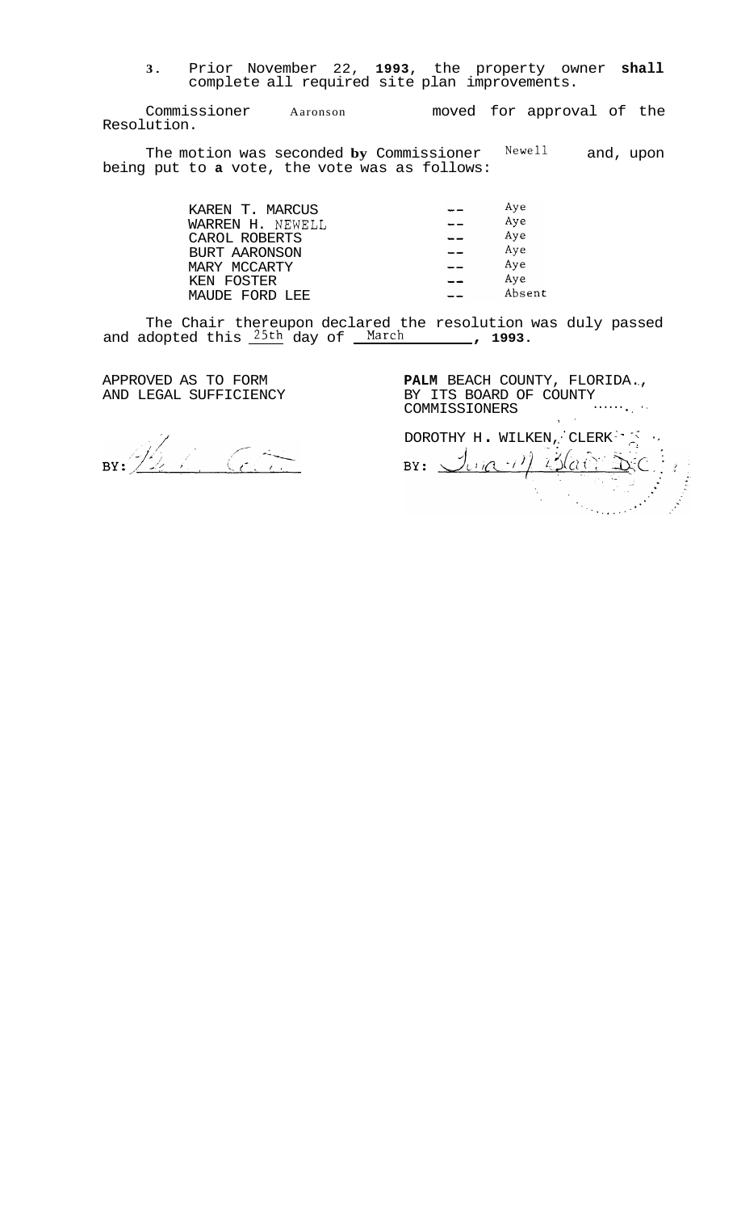3. Prior November 22, **1993**, the property owner **shall** complete all required site plan improvements.

Commissioner Aaronson moved for approval of the Resolution.

The motion was seconded **by** Commissioner Newell and, upon being put to **a** vote, the vote was as follows:

| | | |
|---|---|---|
| KAREN T. MARCUS | -- | Aye |
| WARREN H. NEWELL | -- | Aye |
| CAROL ROBERTS | -- | Aye |
| BURT AARONSON | -- | Aye |
| MARY MCCARTY | -- | Aye |
| KEN FOSTER | -- | Aye |
| MAUDE FORD LEE | -- | Absent |

The Chair thereupon declared the resolution was duly passed and adopted this 25th day of March, **1993**.

APPROVED AS TO FORM AND LEGAL SUFFICIENCY

BY: ______________

**PALM** BEACH COUNTY, FLORIDA, BY ITS BOARD OF COUNTY COMMISSIONERS

DOROTHY H. WILKEN, CLERK

BY: ______________ D.C.